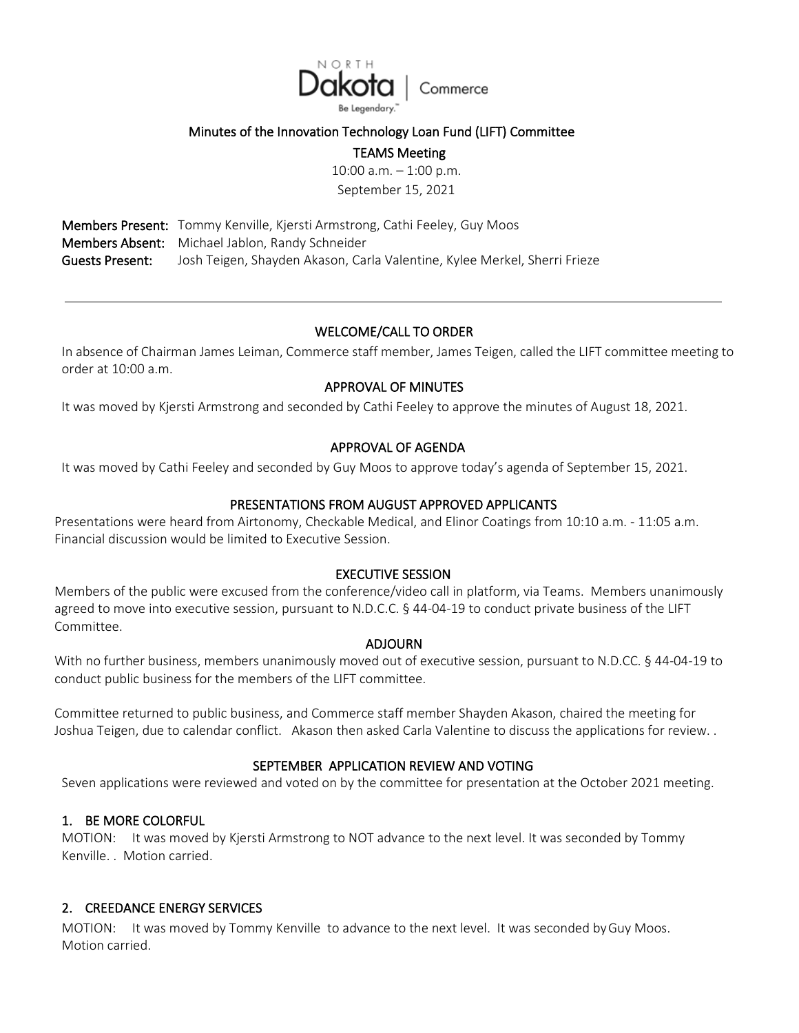NORTH Dakota | Commerce

Be Legendary.™

# Minutes of the Innovation Technology Loan Fund (LIFT) Committee

## TEAMS Meeting

10:00 a.m. – 1:00 p.m.

September 15, 2021

**Members Present:** Tommy Kenville, Kjersti Armstrong, Cathi Feeley, Guy Moos
**Members Absent:** Michael Jablon, Randy Schneider
**Guests Present:** Josh Teigen, Shayden Akason, Carla Valentine, Kylee Merkel, Sherri Frieze

---

## WELCOME/CALL TO ORDER

In absence of Chairman James Leiman, Commerce staff member, James Teigen, called the LIFT committee meeting to order at 10:00 a.m.

## APPROVAL OF MINUTES

It was moved by Kjersti Armstrong and seconded by Cathi Feeley to approve the minutes of August 18, 2021.

## APPROVAL OF AGENDA

It was moved by Cathi Feeley and seconded by Guy Moos to approve today's agenda of September 15, 2021.

## PRESENTATIONS FROM AUGUST APPROVED APPLICANTS

Presentations were heard from Airtonomy, Checkable Medical, and Elinor Coatings from 10:10 a.m. - 11:05 a.m. Financial discussion would be limited to Executive Session.

## EXECUTIVE SESSION

Members of the public were excused from the conference/video call in platform, via Teams. Members unanimously agreed to move into executive session, pursuant to N.D.C.C. § 44-04-19 to conduct private business of the LIFT Committee.

## ADJOURN

With no further business, members unanimously moved out of executive session, pursuant to N.D.CC. § 44-04-19 to conduct public business for the members of the LIFT committee.

Committee returned to public business, and Commerce staff member Shayden Akason, chaired the meeting for Joshua Teigen, due to calendar conflict. Akason then asked Carla Valentine to discuss the applications for review. .

## SEPTEMBER APPLICATION REVIEW AND VOTING

Seven applications were reviewed and voted on by the committee for presentation at the October 2021 meeting.

### 1. BE MORE COLORFUL

MOTION: It was moved by Kjersti Armstrong to NOT advance to the next level. It was seconded by Tommy Kenville. . Motion carried.

### 2. CREEDANCE ENERGY SERVICES

MOTION: It was moved by Tommy Kenville to advance to the next level. It was seconded by Guy Moos. Motion carried.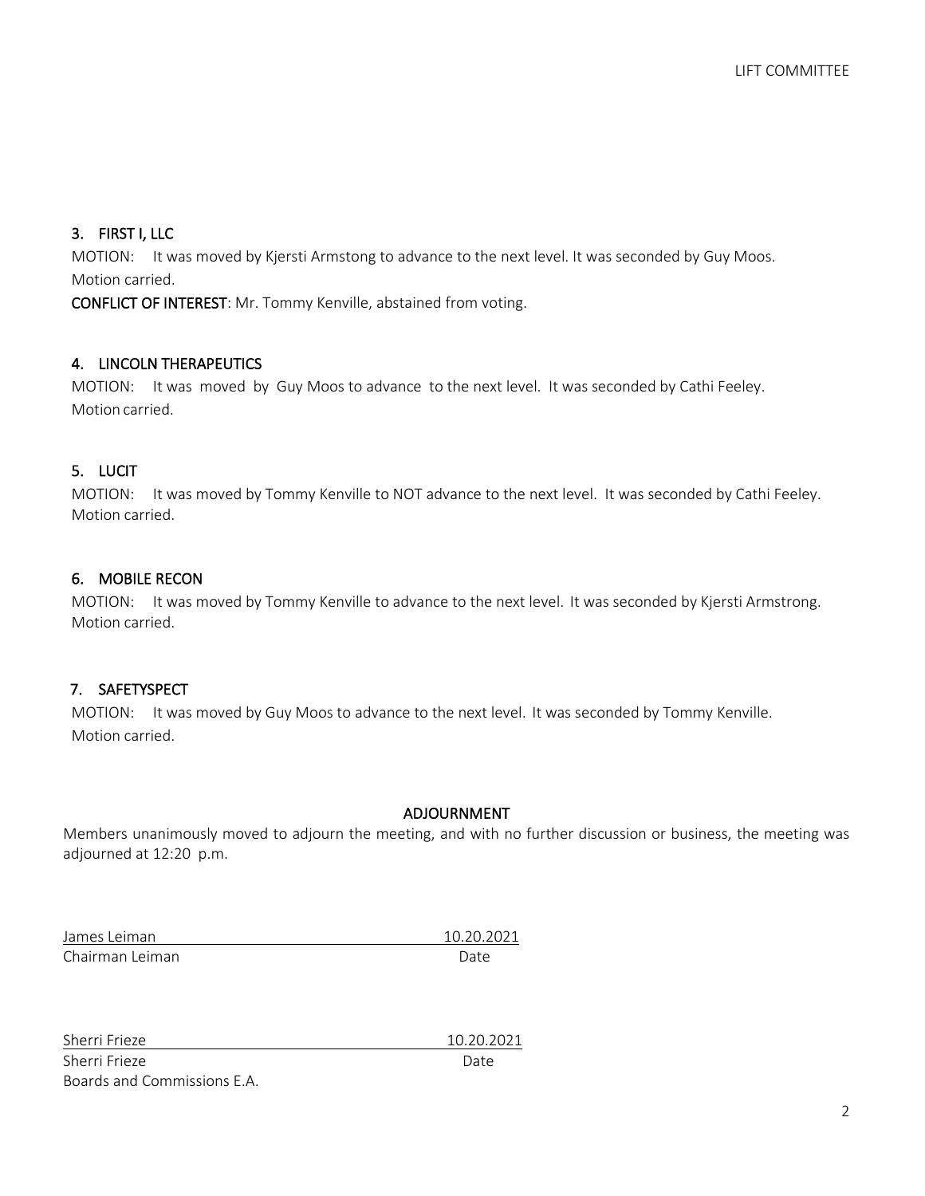### 3. FIRST I, LLC

MOTION: It was moved by Kjersti Armstong to advance to the next level. It was seconded by Guy Moos. Motion carried.

**CONFLICT OF INTEREST**: Mr. Tommy Kenville, abstained from voting.

### 4. LINCOLN THERAPEUTICS

MOTION: It was moved by Guy Moos to advance to the next level. It was seconded by Cathi Feeley. Motion carried.

### 5. LUCIT

MOTION: It was moved by Tommy Kenville to NOT advance to the next level. It was seconded by Cathi Feeley. Motion carried.

### 6. MOBILE RECON

MOTION: It was moved by Tommy Kenville to advance to the next level. It was seconded by Kjersti Armstrong. Motion carried.

### 7. SAFETYSPECT

MOTION: It was moved by Guy Moos to advance to the next level. It was seconded by Tommy Kenville. Motion carried.

## ADJOURNMENT

Members unanimously moved to adjourn the meeting, and with no further discussion or business, the meeting was adjourned at 12:20 p.m.

James Leiman 10.20.2021
Chairman Leiman Date

Sherri Frieze 10.20.2021
Sherri Frieze Date
Boards and Commissions E.A.